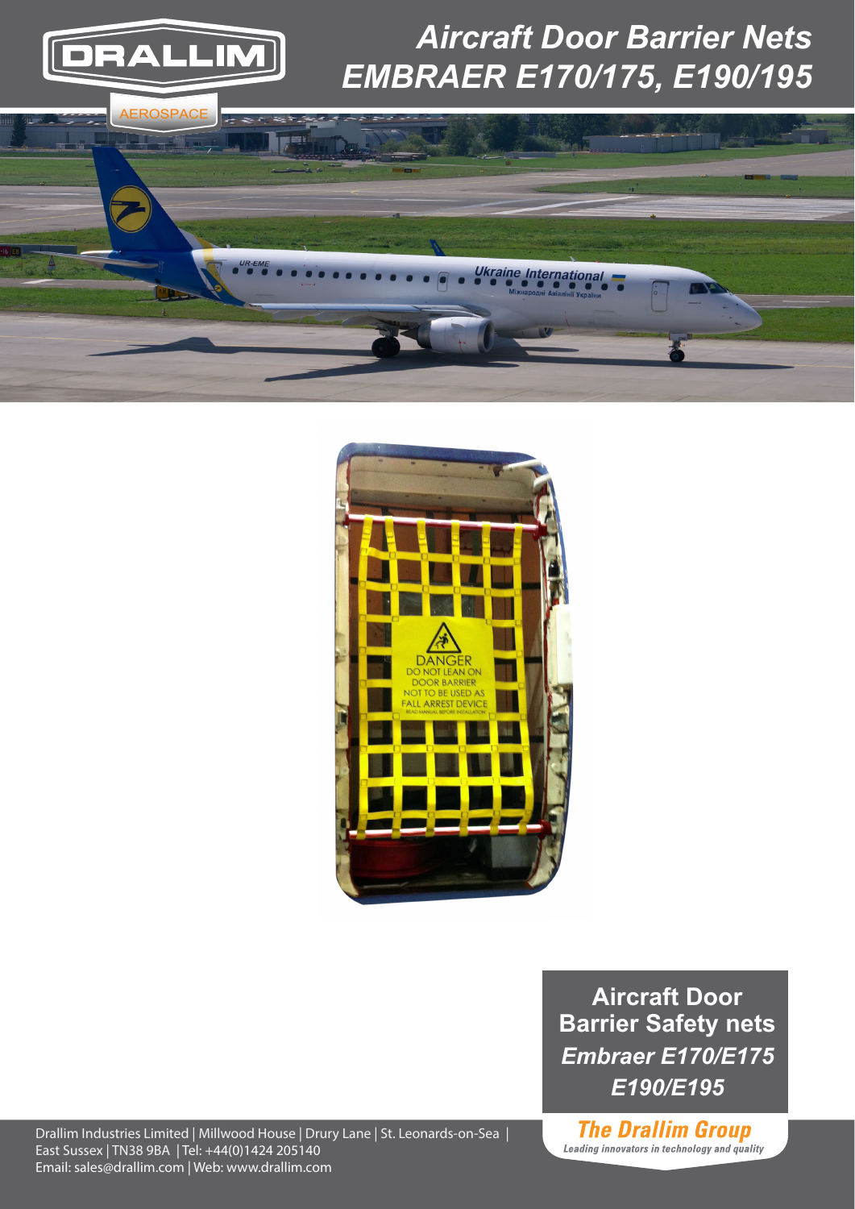DRALLIM

AEROSPACE

# Aircraft Door Barrier Nets
## *EMBRAER E170/175, E190/195*

**Aircraft Door Barrier Safety nets**

***Embraer E170/E175 E190/E195***

Drallim Industries Limited | Millwood House | Drury Lane | St. Leonards-on-Sea | East Sussex | TN38 9BA | Tel: +44(0)1424 205140
Email: sales@drallim.com | Web: www.drallim.com

**The Drallim Group**
*Leading innovators in technology and quality*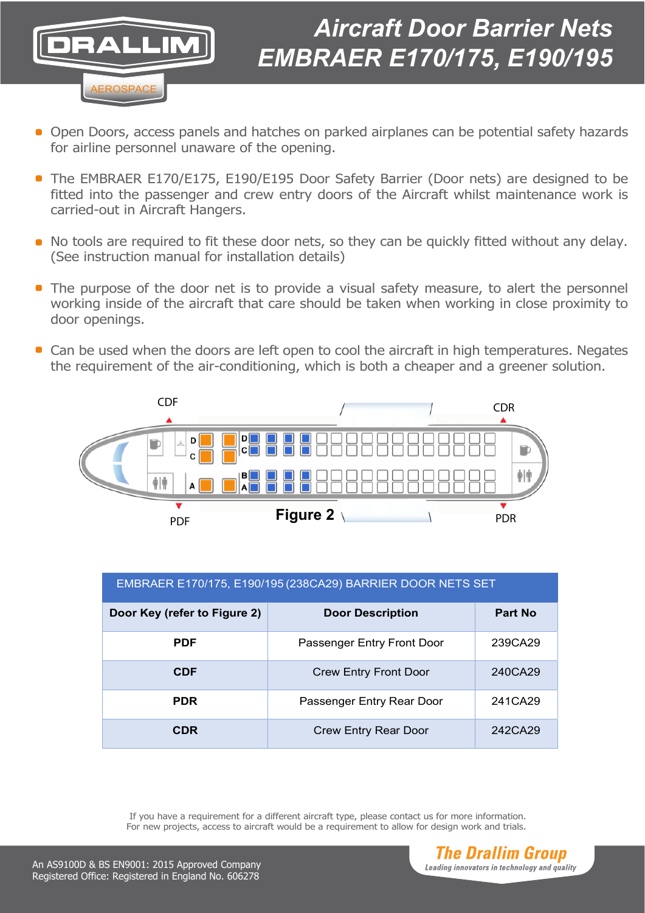# Aircraft Door Barrier Nets EMBRAER E170/175, E190/195

- Open Doors, access panels and hatches on parked airplanes can be potential safety hazards for airline personnel unaware of the opening.
- The EMBRAER E170/E175, E190/E195 Door Safety Barrier (Door nets) are designed to be fitted into the passenger and crew entry doors of the Aircraft whilst maintenance work is carried-out in Aircraft Hangers.
- No tools are required to fit these door nets, so they can be quickly fitted without any delay. (See instruction manual for installation details)
- The purpose of the door net is to provide a visual safety measure, to alert the personnel working inside of the aircraft that care should be taken when working in close proximity to door openings.
- Can be used when the doors are left open to cool the aircraft in high temperatures. Negates the requirement of the air-conditioning, which is both a cheaper and a greener solution.

CDF

CDR

PDF

PDR

Figure 2

| EMBRAER E170/175, E190/195 (238CA29) BARRIER DOOR NETS SET | | |
|---|---|---|
| **Door Key (refer to Figure 2)** | **Door Description** | **Part No** |
| **PDF** | Passenger Entry Front Door | 239CA29 |
| **CDF** | Crew Entry Front Door | 240CA29 |
| **PDR** | Passenger Entry Rear Door | 241CA29 |
| **CDR** | Crew Entry Rear Door | 242CA29 |

If you have a requirement for a different aircraft type, please contact us for more information.
For new projects, access to aircraft would be a requirement to allow for design work and trials.

An AS9100D & BS EN9001: 2015 Approved Company
Registered Office: Registered in England No. 606278

The Drallim Group
Leading innovators in technology and quality